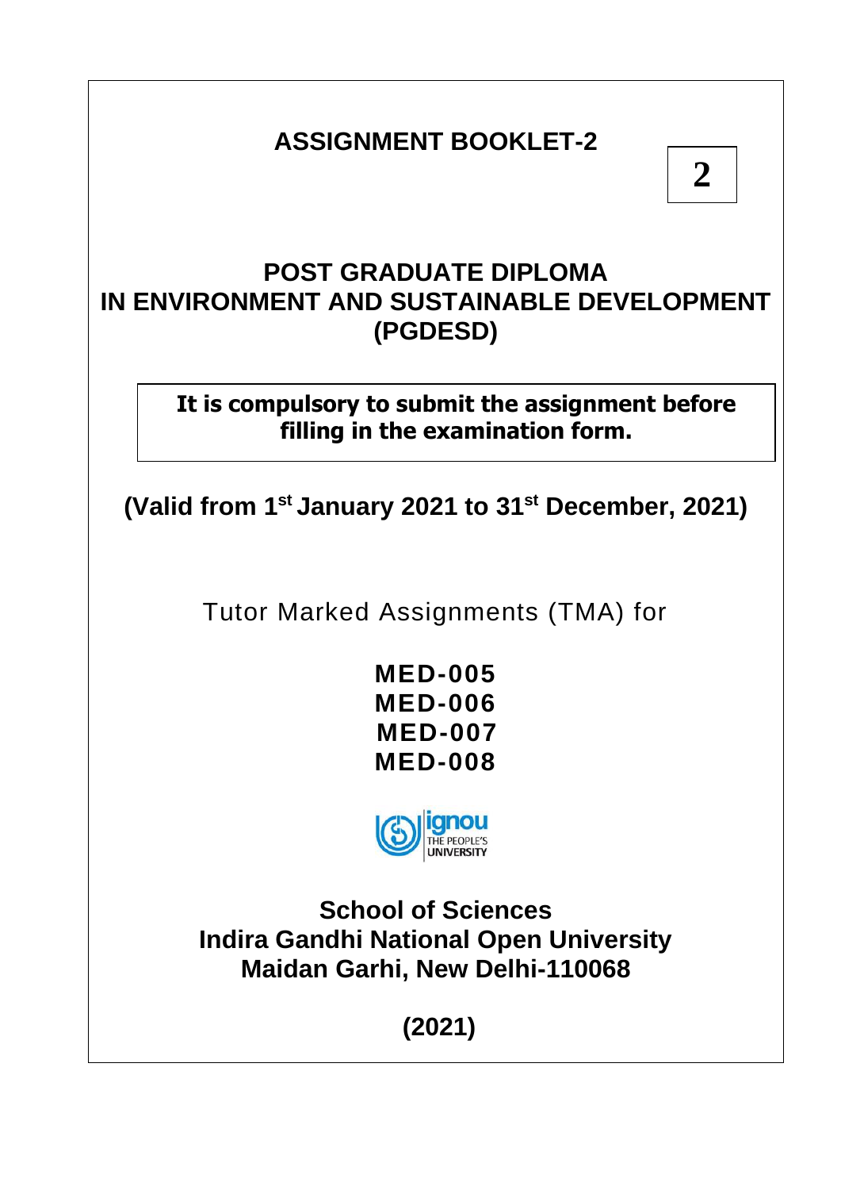# ASSIGNMENT BOOKLET-2

**2**

## POST GRADUATE DIPLOMA IN ENVIRONMENT AND SUSTAINABLE DEVELOPMENT (PGDESD)

**It is compulsory to submit the assignment before filling in the examination form.**

**(Valid from 1st January 2021 to 31st December, 2021)**

Tutor Marked Assignments (TMA) for

**MED-005**
**MED-006**
**MED-007**
**MED-008**

ignou THE PEOPLE'S UNIVERSITY

**School of Sciences**
**Indira Gandhi National Open University**
**Maidan Garhi, New Delhi-110068**

**(2021)**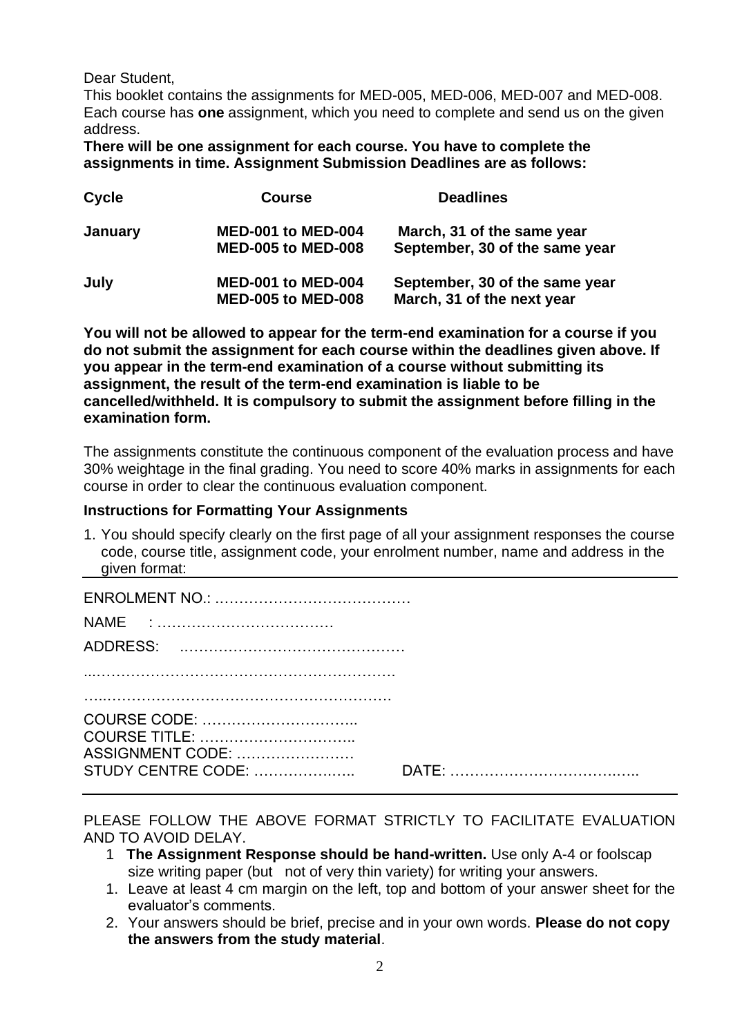Dear Student,

This booklet contains the assignments for MED-005, MED-006, MED-007 and MED-008. Each course has **one** assignment, which you need to complete and send us on the given address.

**There will be one assignment for each course. You have to complete the assignments in time. Assignment Submission Deadlines are as follows:**

| Cycle | Course | Deadlines |
|---|---|---|
| **January** | **MED-001 to MED-004** | **March, 31 of the same year** |
| | **MED-005 to MED-008** | **September, 30 of the same year** |
| **July** | **MED-001 to MED-004** | **September, 30 of the same year** |
| | **MED-005 to MED-008** | **March, 31 of the next year** |

**You will not be allowed to appear for the term-end examination for a course if you do not submit the assignment for each course within the deadlines given above. If you appear in the term-end examination of a course without submitting its assignment, the result of the term-end examination is liable to be cancelled/withheld. It is compulsory to submit the assignment before filling in the examination form.**

The assignments constitute the continuous component of the evaluation process and have 30% weightage in the final grading. You need to score 40% marks in assignments for each course in order to clear the continuous evaluation component.

**Instructions for Formatting Your Assignments**

1. You should specify clearly on the first page of all your assignment responses the course code, course title, assignment code, your enrolment number, name and address in the given format:

---

ENROLMENT NO.: …………………………………

NAME : ………………………………

ADDRESS: ………………………………………

...……………………………………………………

…..……………………………………………………

COURSE CODE: …………………………..
COURSE TITLE: …………………………..
ASSIGNMENT CODE: ……………………
STUDY CENTRE CODE: ………………..  DATE: ………………………………..

---

PLEASE FOLLOW THE ABOVE FORMAT STRICTLY TO FACILITATE EVALUATION AND TO AVOID DELAY.

1 **The Assignment Response should be hand-written.** Use only A-4 or foolscap size writing paper (but not of very thin variety) for writing your answers.

1. Leave at least 4 cm margin on the left, top and bottom of your answer sheet for the evaluator's comments.
2. Your answers should be brief, precise and in your own words. **Please do not copy the answers from the study material**.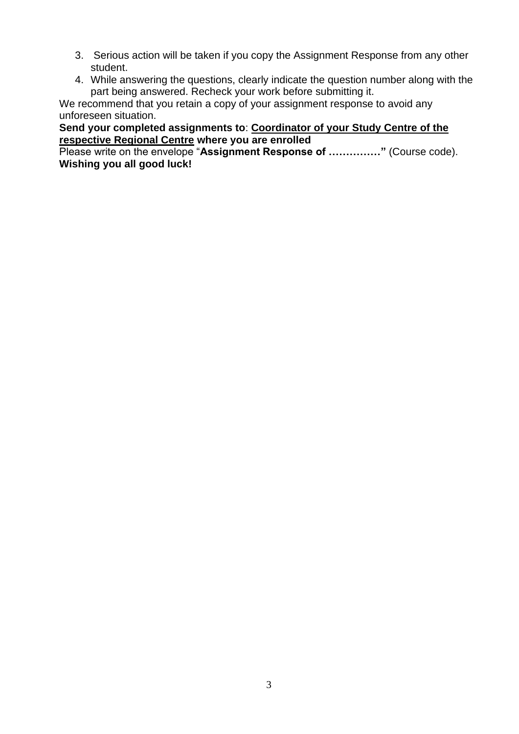3. Serious action will be taken if you copy the Assignment Response from any other student.
4. While answering the questions, clearly indicate the question number along with the part being answered. Recheck your work before submitting it.

We recommend that you retain a copy of your assignment response to avoid any unforeseen situation.

**Send your completed assignments to**: **<u>Coordinator of your Study Centre of the respective Regional Centre</u> where you are enrolled**

Please write on the envelope "**Assignment Response of ……………"** (Course code).

**Wishing you all good luck!**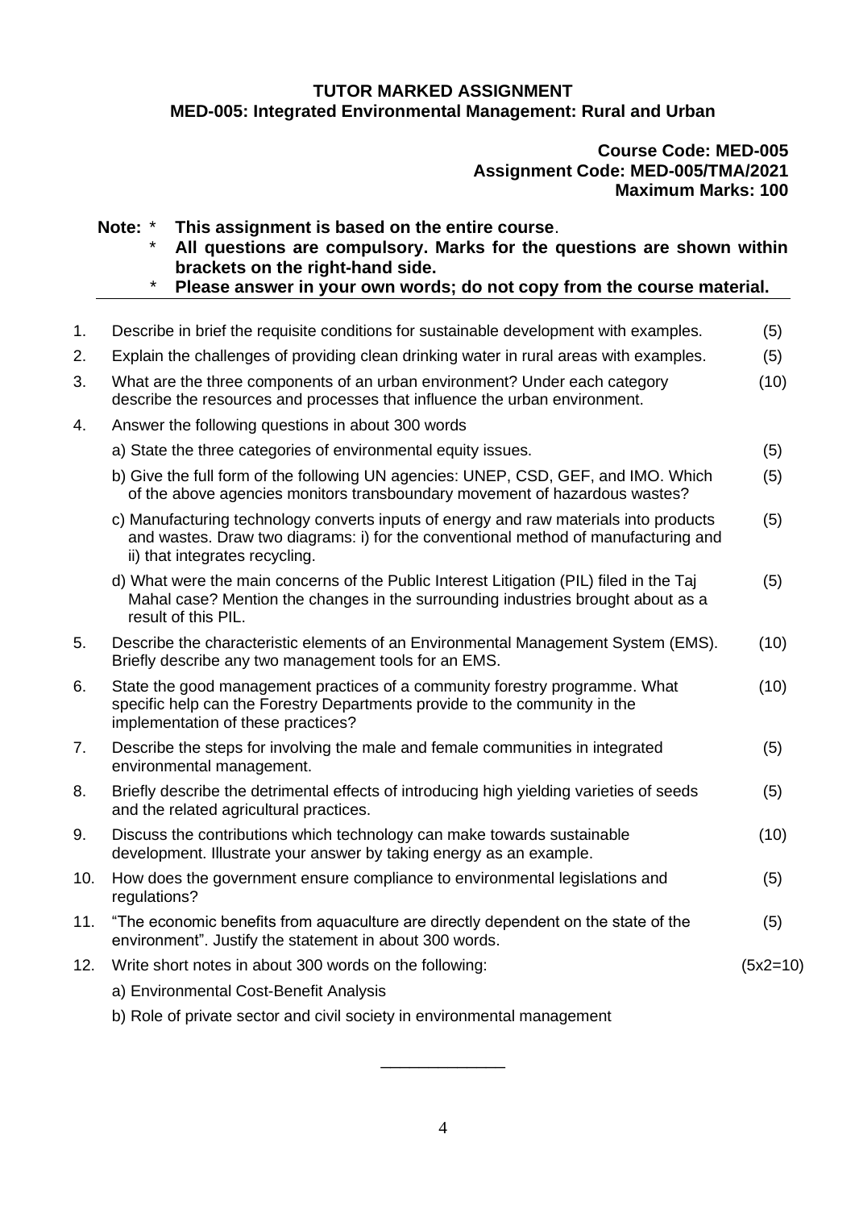## TUTOR MARKED ASSIGNMENT
## MED-005: Integrated Environmental Management: Rural and Urban

**Course Code: MED-005**
**Assignment Code: MED-005/TMA/2021**
**Maximum Marks: 100**

**Note:** * **This assignment is based on the entire course**.
* **All questions are compulsory. Marks for the questions are shown within brackets on the right-hand side.**
* **Please answer in your own words; do not copy from the course material.**

1. Describe in brief the requisite conditions for sustainable development with examples. (5)
2. Explain the challenges of providing clean drinking water in rural areas with examples. (5)
3. What are the three components of an urban environment? Under each category describe the resources and processes that influence the urban environment. (10)
4. Answer the following questions in about 300 words
   - a) State the three categories of environmental equity issues. (5)
   - b) Give the full form of the following UN agencies: UNEP, CSD, GEF, and IMO. Which of the above agencies monitors transboundary movement of hazardous wastes? (5)
   - c) Manufacturing technology converts inputs of energy and raw materials into products and wastes. Draw two diagrams: i) for the conventional method of manufacturing and ii) that integrates recycling. (5)
   - d) What were the main concerns of the Public Interest Litigation (PIL) filed in the Taj Mahal case? Mention the changes in the surrounding industries brought about as a result of this PIL. (5)
5. Describe the characteristic elements of an Environmental Management System (EMS). Briefly describe any two management tools for an EMS. (10)
6. State the good management practices of a community forestry programme. What specific help can the Forestry Departments provide to the community in the implementation of these practices? (10)
7. Describe the steps for involving the male and female communities in integrated environmental management. (5)
8. Briefly describe the detrimental effects of introducing high yielding varieties of seeds and the related agricultural practices. (5)
9. Discuss the contributions which technology can make towards sustainable development. Illustrate your answer by taking energy as an example. (10)
10. How does the government ensure compliance to environmental legislations and regulations? (5)
11. "The economic benefits from aquaculture are directly dependent on the state of the environment". Justify the statement in about 300 words. (5)
12. Write short notes in about 300 words on the following: (5x2=10)
   - a) Environmental Cost-Benefit Analysis
   - b) Role of private sector and civil society in environmental management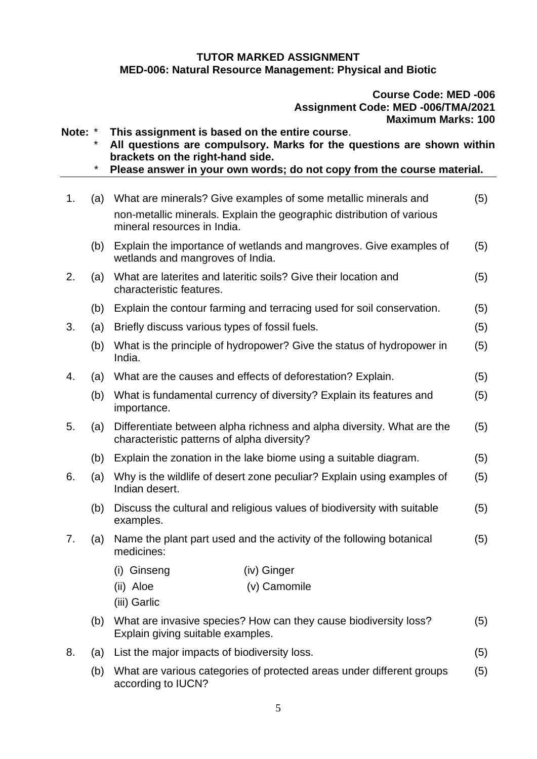# TUTOR MARKED ASSIGNMENT

## MED-006: Natural Resource Management: Physical and Biotic

**Course Code: MED -006**
**Assignment Code: MED -006/TMA/2021**
**Maximum Marks: 100**

**Note:**
* **This assignment is based on the entire course.**
* **All questions are compulsory. Marks for the questions are shown within brackets on the right-hand side.**
* **Please answer in your own words; do not copy from the course material.**

---

1. (a) What are minerals? Give examples of some metallic minerals and non-metallic minerals. Explain the geographic distribution of various mineral resources in India. (5)

   (b) Explain the importance of wetlands and mangroves. Give examples of wetlands and mangroves of India. (5)

2. (a) What are laterites and lateritic soils? Give their location and characteristic features. (5)

   (b) Explain the contour farming and terracing used for soil conservation. (5)

3. (a) Briefly discuss various types of fossil fuels. (5)

   (b) What is the principle of hydropower? Give the status of hydropower in India. (5)

4. (a) What are the causes and effects of deforestation? Explain. (5)

   (b) What is fundamental currency of diversity? Explain its features and importance. (5)

5. (a) Differentiate between alpha richness and alpha diversity. What are the characteristic patterns of alpha diversity? (5)

   (b) Explain the zonation in the lake biome using a suitable diagram. (5)

6. (a) Why is the wildlife of desert zone peculiar? Explain using examples of Indian desert. (5)

   (b) Discuss the cultural and religious values of biodiversity with suitable examples. (5)

7. (a) Name the plant part used and the activity of the following botanical medicines: (5)

   (i) Ginseng
   (ii) Aloe
   (iii) Garlic
   (iv) Ginger
   (v) Camomile

   (b) What are invasive species? How can they cause biodiversity loss? Explain giving suitable examples. (5)

8. (a) List the major impacts of biodiversity loss. (5)

   (b) What are various categories of protected areas under different groups according to IUCN? (5)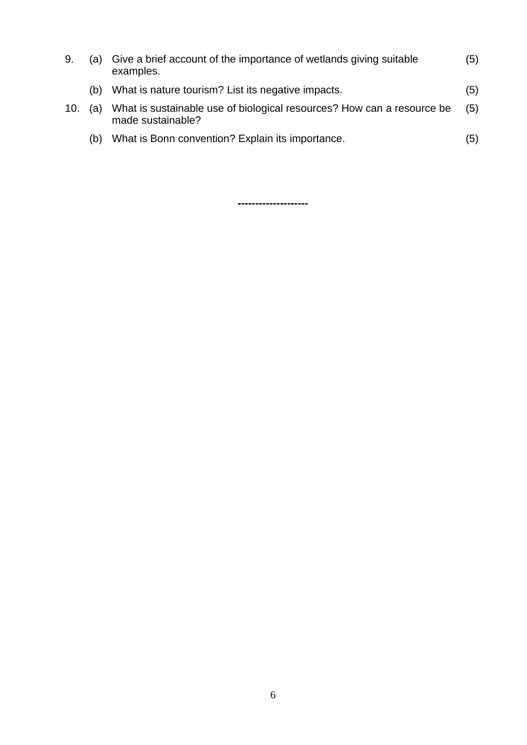9. (a) Give a brief account of the importance of wetlands giving suitable examples. (5)

   (b) What is nature tourism? List its negative impacts. (5)

10. (a) What is sustainable use of biological resources? How can a resource be made sustainable? (5)

    (b) What is Bonn convention? Explain its importance. (5)

--------------------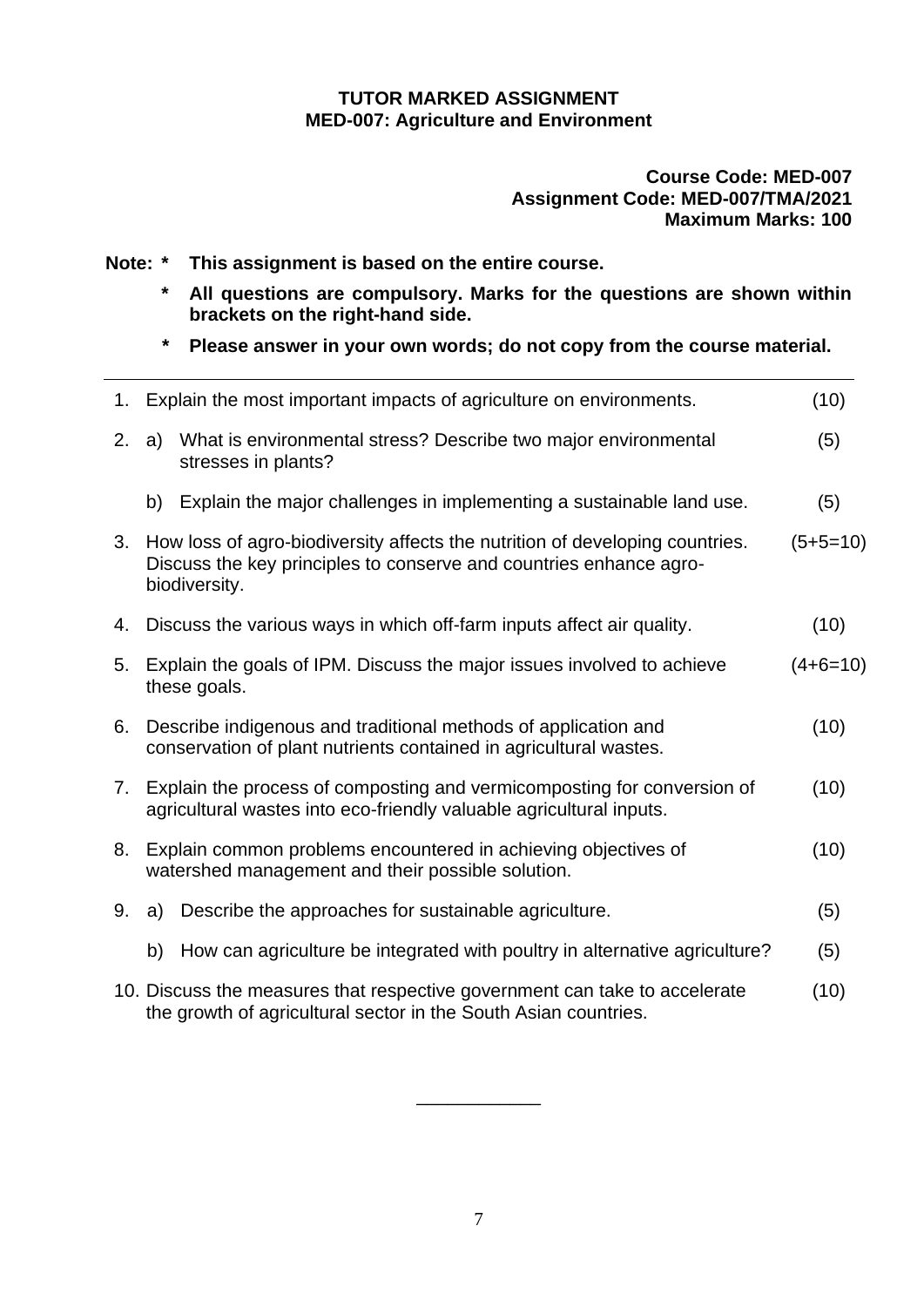**TUTOR MARKED ASSIGNMENT**
**MED-007: Agriculture and Environment**

**Course Code: MED-007**
**Assignment Code: MED-007/TMA/2021**
**Maximum Marks: 100**

**Note:**
* **This assignment is based on the entire course.**
* **All questions are compulsory. Marks for the questions are shown within brackets on the right-hand side.**
* **Please answer in your own words; do not copy from the course material.**

---

1. Explain the most important impacts of agriculture on environments. (10)

2. a) What is environmental stress? Describe two major environmental stresses in plants? (5)

   b) Explain the major challenges in implementing a sustainable land use. (5)

3. How loss of agro-biodiversity affects the nutrition of developing countries. Discuss the key principles to conserve and countries enhance agro-biodiversity. (5+5=10)

4. Discuss the various ways in which off-farm inputs affect air quality. (10)

5. Explain the goals of IPM. Discuss the major issues involved to achieve these goals. (4+6=10)

6. Describe indigenous and traditional methods of application and conservation of plant nutrients contained in agricultural wastes. (10)

7. Explain the process of composting and vermicomposting for conversion of agricultural wastes into eco-friendly valuable agricultural inputs. (10)

8. Explain common problems encountered in achieving objectives of watershed management and their possible solution. (10)

9. a) Describe the approaches for sustainable agriculture. (5)

   b) How can agriculture be integrated with poultry in alternative agriculture? (5)

10. Discuss the measures that respective government can take to accelerate the growth of agricultural sector in the South Asian countries. (10)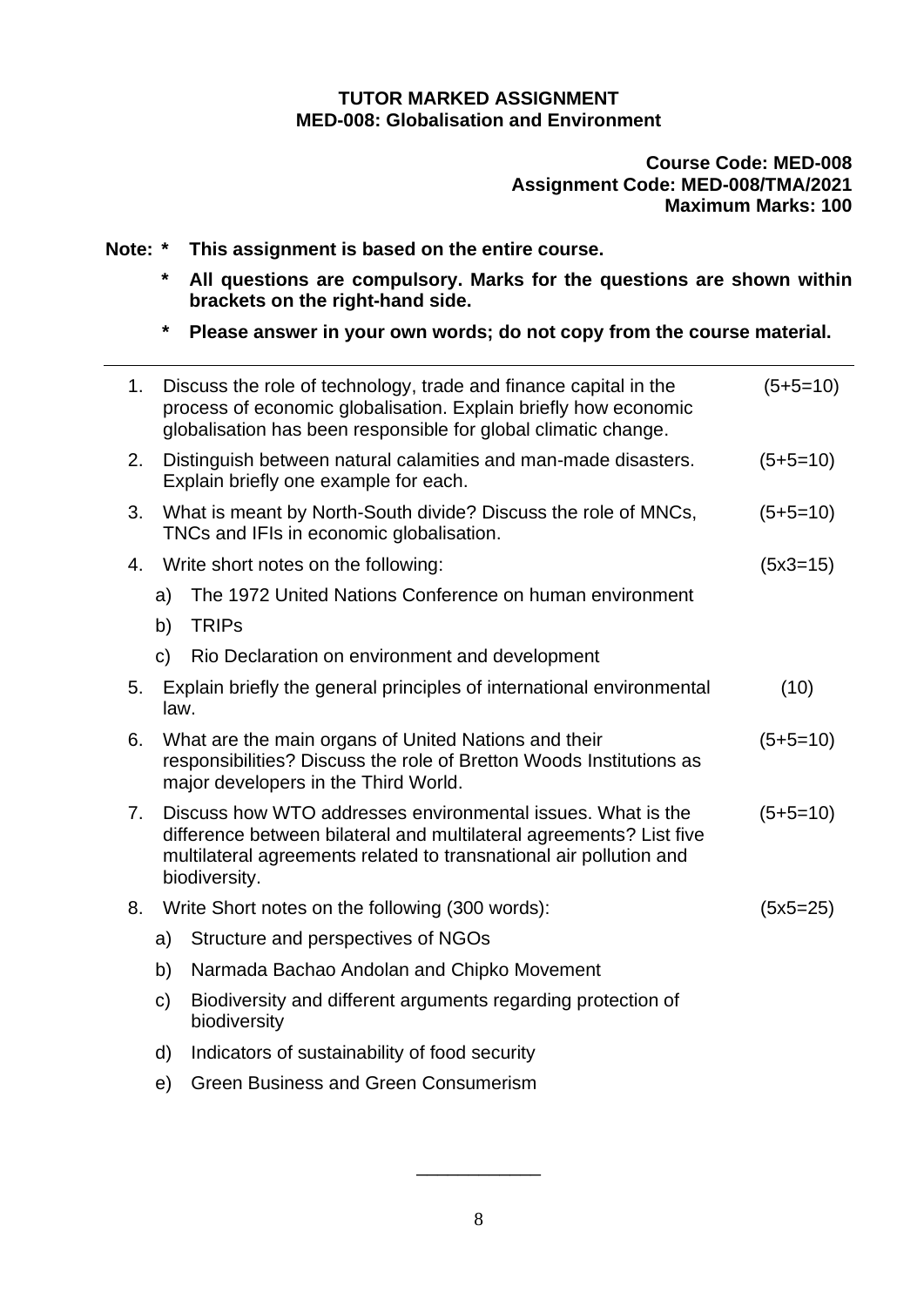**TUTOR MARKED ASSIGNMENT**
**MED-008: Globalisation and Environment**

**Course Code: MED-008**
**Assignment Code: MED-008/TMA/2021**
**Maximum Marks: 100**

**Note:**
* **This assignment is based on the entire course.**
* **All questions are compulsory. Marks for the questions are shown within brackets on the right-hand side.**
* **Please answer in your own words; do not copy from the course material.**

---

1. Discuss the role of technology, trade and finance capital in the process of economic globalisation. Explain briefly how economic globalisation has been responsible for global climatic change. (5+5=10)

2. Distinguish between natural calamities and man-made disasters. Explain briefly one example for each. (5+5=10)

3. What is meant by North-South divide? Discuss the role of MNCs, TNCs and IFIs in economic globalisation. (5+5=10)

4. Write short notes on the following: (5x3=15)
   a) The 1972 United Nations Conference on human environment
   b) TRIPs
   c) Rio Declaration on environment and development

5. Explain briefly the general principles of international environmental law. (10)

6. What are the main organs of United Nations and their responsibilities? Discuss the role of Bretton Woods Institutions as major developers in the Third World. (5+5=10)

7. Discuss how WTO addresses environmental issues. What is the difference between bilateral and multilateral agreements? List five multilateral agreements related to transnational air pollution and biodiversity. (5+5=10)

8. Write Short notes on the following (300 words): (5x5=25)
   a) Structure and perspectives of NGOs
   b) Narmada Bachao Andolan and Chipko Movement
   c) Biodiversity and different arguments regarding protection of biodiversity
   d) Indicators of sustainability of food security
   e) Green Business and Green Consumerism